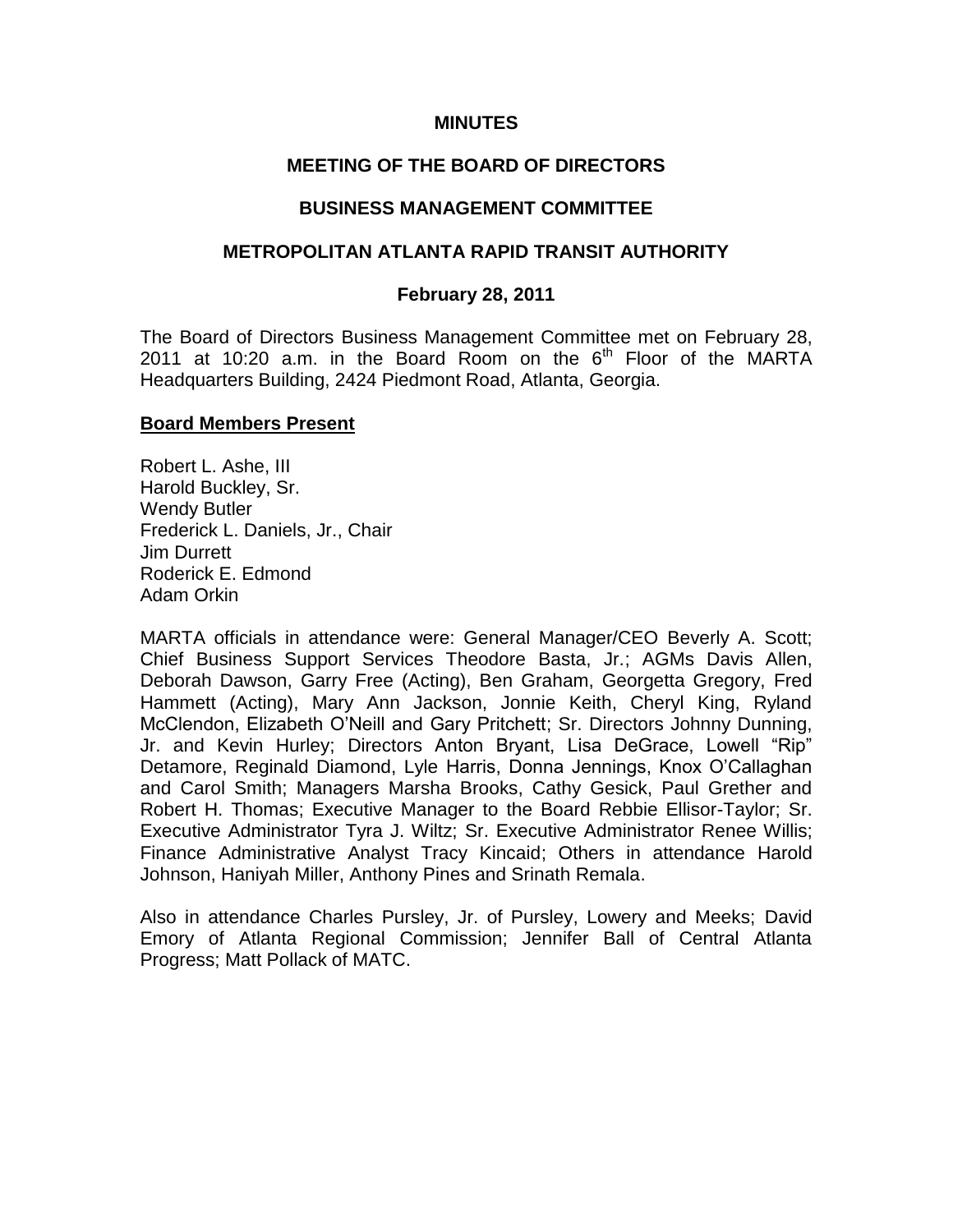**MINUTES**

**MEETING OF THE BOARD OF DIRECTORS**

**BUSINESS MANAGEMENT COMMITTEE**

**METROPOLITAN ATLANTA RAPID TRANSIT AUTHORITY**

**February 28, 2011**

The Board of Directors Business Management Committee met on February 28, 2011 at 10:20 a.m. in the Board Room on the 6th Floor of the MARTA Headquarters Building, 2424 Piedmont Road, Atlanta, Georgia.

**Board Members Present**

Robert L. Ashe, III
Harold Buckley, Sr.
Wendy Butler
Frederick L. Daniels, Jr., Chair
Jim Durrett
Roderick E. Edmond
Adam Orkin

MARTA officials in attendance were: General Manager/CEO Beverly A. Scott; Chief Business Support Services Theodore Basta, Jr.; AGMs Davis Allen, Deborah Dawson, Garry Free (Acting), Ben Graham, Georgetta Gregory, Fred Hammett (Acting), Mary Ann Jackson, Jonnie Keith, Cheryl King, Ryland McClendon, Elizabeth O'Neill and Gary Pritchett; Sr. Directors Johnny Dunning, Jr. and Kevin Hurley; Directors Anton Bryant, Lisa DeGrace, Lowell "Rip" Detamore, Reginald Diamond, Lyle Harris, Donna Jennings, Knox O'Callaghan and Carol Smith; Managers Marsha Brooks, Cathy Gesick, Paul Grether and Robert H. Thomas; Executive Manager to the Board Rebbie Ellisor-Taylor; Sr. Executive Administrator Tyra J. Wiltz; Sr. Executive Administrator Renee Willis; Finance Administrative Analyst Tracy Kincaid; Others in attendance Harold Johnson, Haniyah Miller, Anthony Pines and Srinath Remala.

Also in attendance Charles Pursley, Jr. of Pursley, Lowery and Meeks; David Emory of Atlanta Regional Commission; Jennifer Ball of Central Atlanta Progress; Matt Pollack of MATC.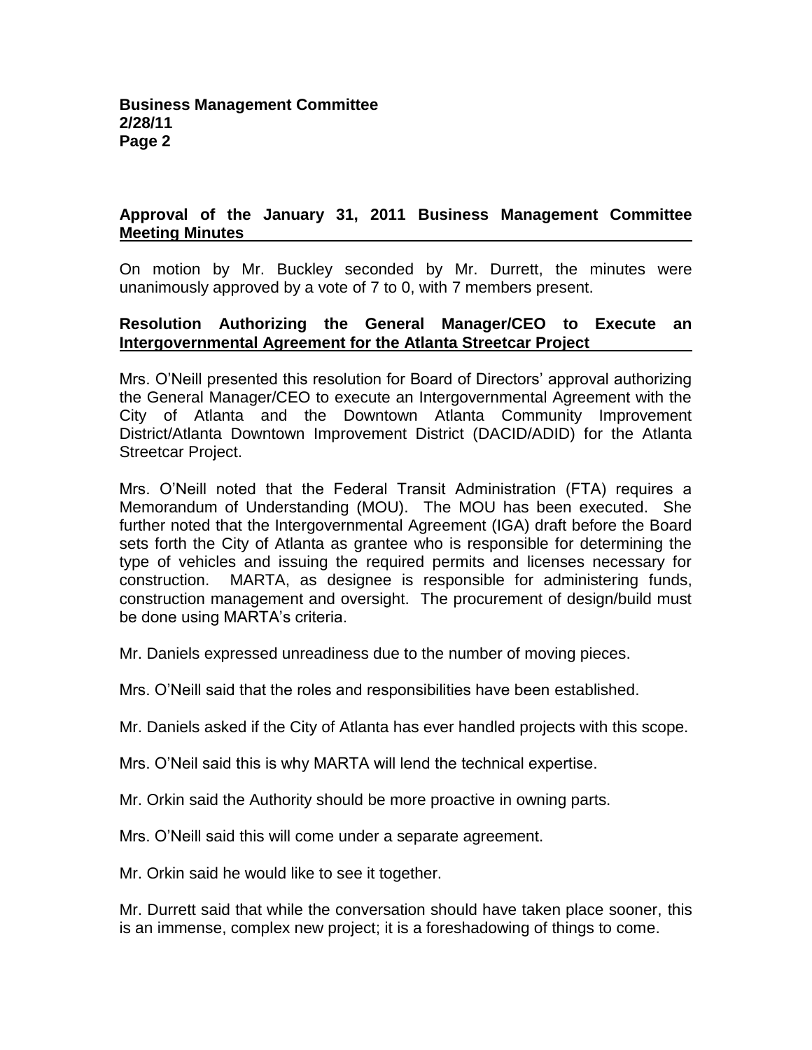### Approval of the January 31, 2011 Business Management Committee Meeting Minutes

On motion by Mr. Buckley seconded by Mr. Durrett, the minutes were unanimously approved by a vote of 7 to 0, with 7 members present.

### Resolution Authorizing the General Manager/CEO to Execute an Intergovernmental Agreement for the Atlanta Streetcar Project

Mrs. O'Neill presented this resolution for Board of Directors' approval authorizing the General Manager/CEO to execute an Intergovernmental Agreement with the City of Atlanta and the Downtown Atlanta Community Improvement District/Atlanta Downtown Improvement District (DACID/ADID) for the Atlanta Streetcar Project.

Mrs. O'Neill noted that the Federal Transit Administration (FTA) requires a Memorandum of Understanding (MOU). The MOU has been executed. She further noted that the Intergovernmental Agreement (IGA) draft before the Board sets forth the City of Atlanta as grantee who is responsible for determining the type of vehicles and issuing the required permits and licenses necessary for construction. MARTA, as designee is responsible for administering funds, construction management and oversight. The procurement of design/build must be done using MARTA's criteria.

Mr. Daniels expressed unreadiness due to the number of moving pieces.

Mrs. O'Neill said that the roles and responsibilities have been established.

Mr. Daniels asked if the City of Atlanta has ever handled projects with this scope.

Mrs. O'Neil said this is why MARTA will lend the technical expertise.

Mr. Orkin said the Authority should be more proactive in owning parts.

Mrs. O'Neill said this will come under a separate agreement.

Mr. Orkin said he would like to see it together.

Mr. Durrett said that while the conversation should have taken place sooner, this is an immense, complex new project; it is a foreshadowing of things to come.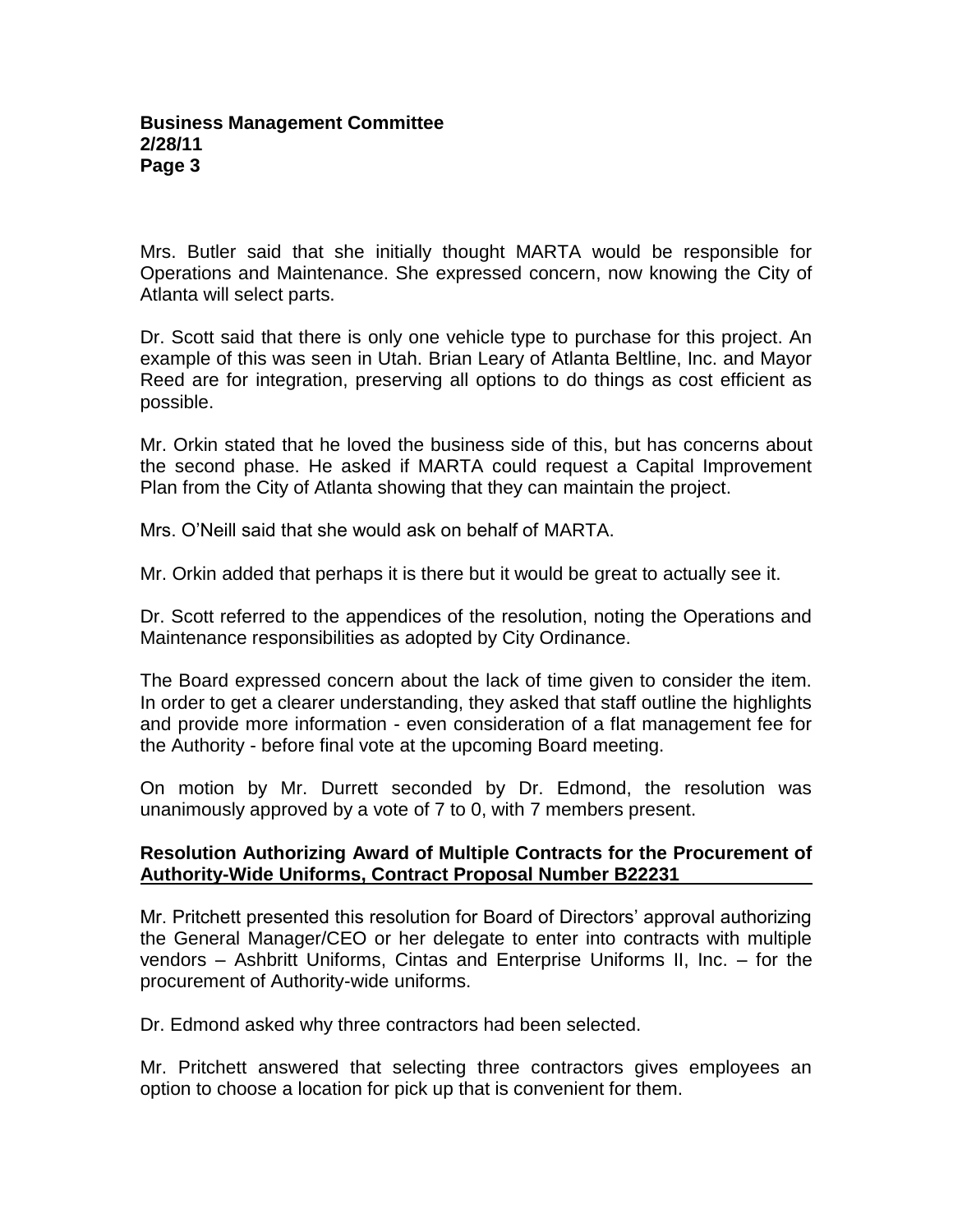Mrs. Butler said that she initially thought MARTA would be responsible for Operations and Maintenance. She expressed concern, now knowing the City of Atlanta will select parts.

Dr. Scott said that there is only one vehicle type to purchase for this project. An example of this was seen in Utah. Brian Leary of Atlanta Beltline, Inc. and Mayor Reed are for integration, preserving all options to do things as cost efficient as possible.

Mr. Orkin stated that he loved the business side of this, but has concerns about the second phase. He asked if MARTA could request a Capital Improvement Plan from the City of Atlanta showing that they can maintain the project.

Mrs. O'Neill said that she would ask on behalf of MARTA.

Mr. Orkin added that perhaps it is there but it would be great to actually see it.

Dr. Scott referred to the appendices of the resolution, noting the Operations and Maintenance responsibilities as adopted by City Ordinance.

The Board expressed concern about the lack of time given to consider the item. In order to get a clearer understanding, they asked that staff outline the highlights and provide more information - even consideration of a flat management fee for the Authority - before final vote at the upcoming Board meeting.

On motion by Mr. Durrett seconded by Dr. Edmond, the resolution was unanimously approved by a vote of 7 to 0, with 7 members present.

**Resolution Authorizing Award of Multiple Contracts for the Procurement of Authority-Wide Uniforms, Contract Proposal Number B22231**

Mr. Pritchett presented this resolution for Board of Directors' approval authorizing the General Manager/CEO or her delegate to enter into contracts with multiple vendors – Ashbritt Uniforms, Cintas and Enterprise Uniforms II, Inc. – for the procurement of Authority-wide uniforms.

Dr. Edmond asked why three contractors had been selected.

Mr. Pritchett answered that selecting three contractors gives employees an option to choose a location for pick up that is convenient for them.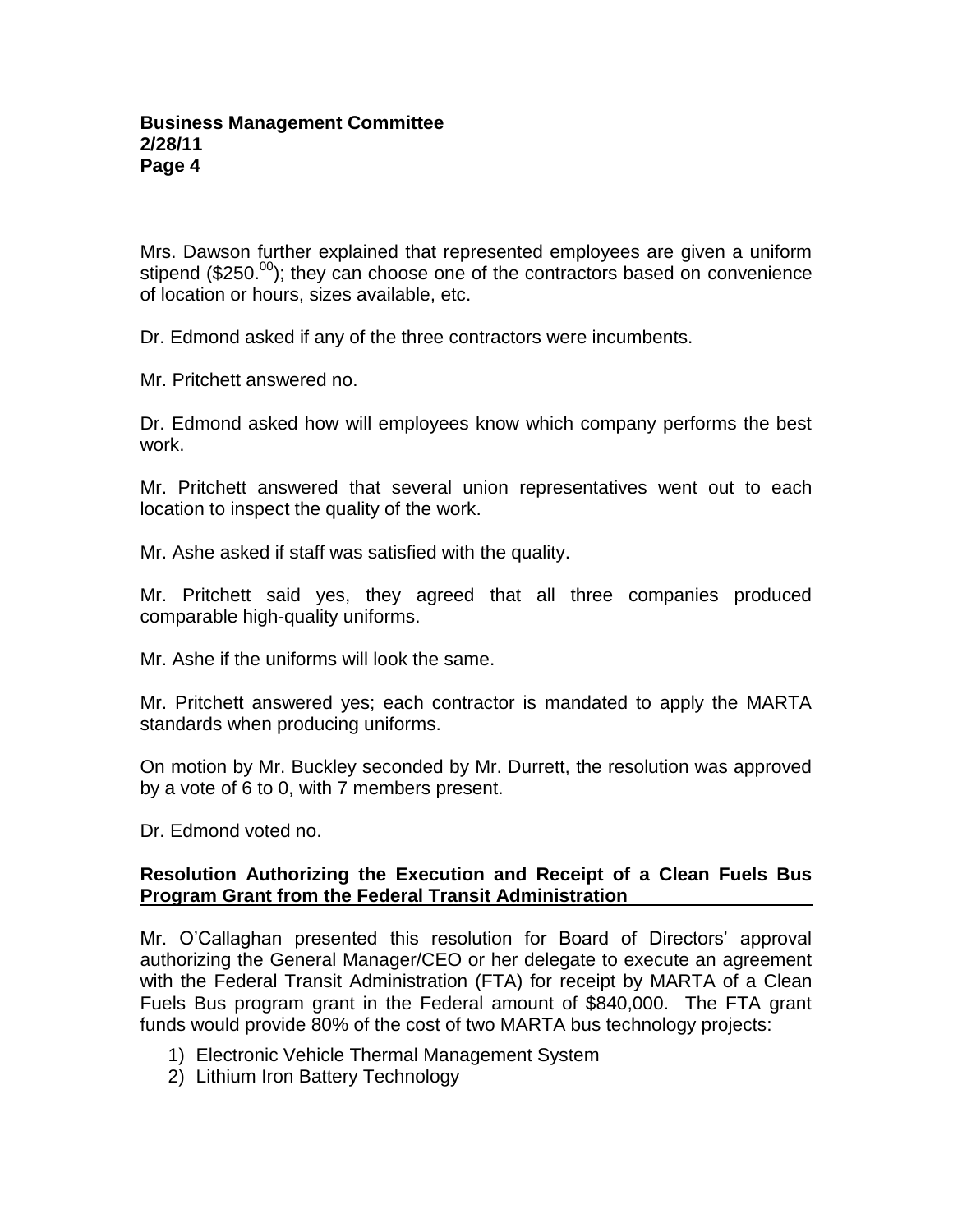Mrs. Dawson further explained that represented employees are given a uniform stipend ($250.[00]); they can choose one of the contractors based on convenience of location or hours, sizes available, etc.

Dr. Edmond asked if any of the three contractors were incumbents.

Mr. Pritchett answered no.

Dr. Edmond asked how will employees know which company performs the best work.

Mr. Pritchett answered that several union representatives went out to each location to inspect the quality of the work.

Mr. Ashe asked if staff was satisfied with the quality.

Mr. Pritchett said yes, they agreed that all three companies produced comparable high-quality uniforms.

Mr. Ashe if the uniforms will look the same.

Mr. Pritchett answered yes; each contractor is mandated to apply the MARTA standards when producing uniforms.

On motion by Mr. Buckley seconded by Mr. Durrett, the resolution was approved by a vote of 6 to 0, with 7 members present.

Dr. Edmond voted no.

**Resolution Authorizing the Execution and Receipt of a Clean Fuels Bus Program Grant from the Federal Transit Administration**

Mr. O'Callaghan presented this resolution for Board of Directors' approval authorizing the General Manager/CEO or her delegate to execute an agreement with the Federal Transit Administration (FTA) for receipt by MARTA of a Clean Fuels Bus program grant in the Federal amount of $840,000. The FTA grant funds would provide 80% of the cost of two MARTA bus technology projects:

1) Electronic Vehicle Thermal Management System
2) Lithium Iron Battery Technology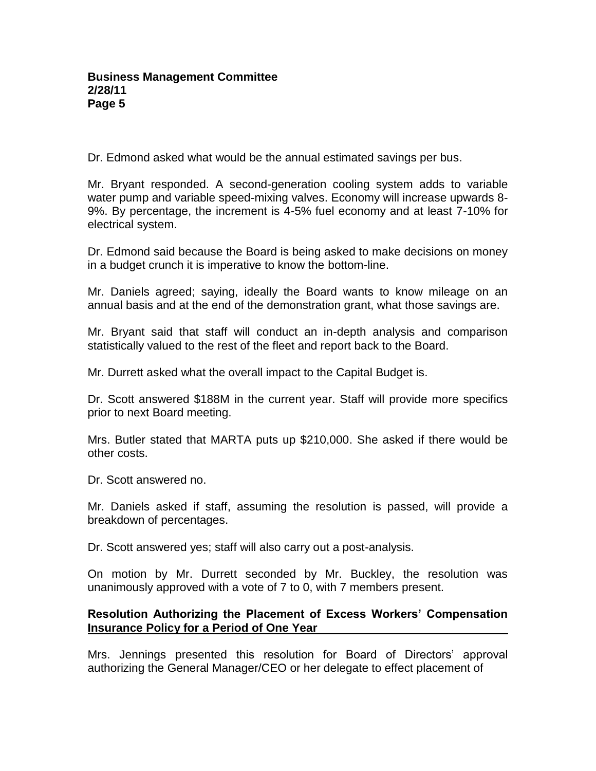Dr. Edmond asked what would be the annual estimated savings per bus.

Mr. Bryant responded. A second-generation cooling system adds to variable water pump and variable speed-mixing valves. Economy will increase upwards 8-9%. By percentage, the increment is 4-5% fuel economy and at least 7-10% for electrical system.

Dr. Edmond said because the Board is being asked to make decisions on money in a budget crunch it is imperative to know the bottom-line.

Mr. Daniels agreed; saying, ideally the Board wants to know mileage on an annual basis and at the end of the demonstration grant, what those savings are.

Mr. Bryant said that staff will conduct an in-depth analysis and comparison statistically valued to the rest of the fleet and report back to the Board.

Mr. Durrett asked what the overall impact to the Capital Budget is.

Dr. Scott answered \$188M in the current year. Staff will provide more specifics prior to next Board meeting.

Mrs. Butler stated that MARTA puts up \$210,000. She asked if there would be other costs.

Dr. Scott answered no.

Mr. Daniels asked if staff, assuming the resolution is passed, will provide a breakdown of percentages.

Dr. Scott answered yes; staff will also carry out a post-analysis.

On motion by Mr. Durrett seconded by Mr. Buckley, the resolution was unanimously approved with a vote of 7 to 0, with 7 members present.

**Resolution Authorizing the Placement of Excess Workers' Compensation Insurance Policy for a Period of One Year**

Mrs. Jennings presented this resolution for Board of Directors' approval authorizing the General Manager/CEO or her delegate to effect placement of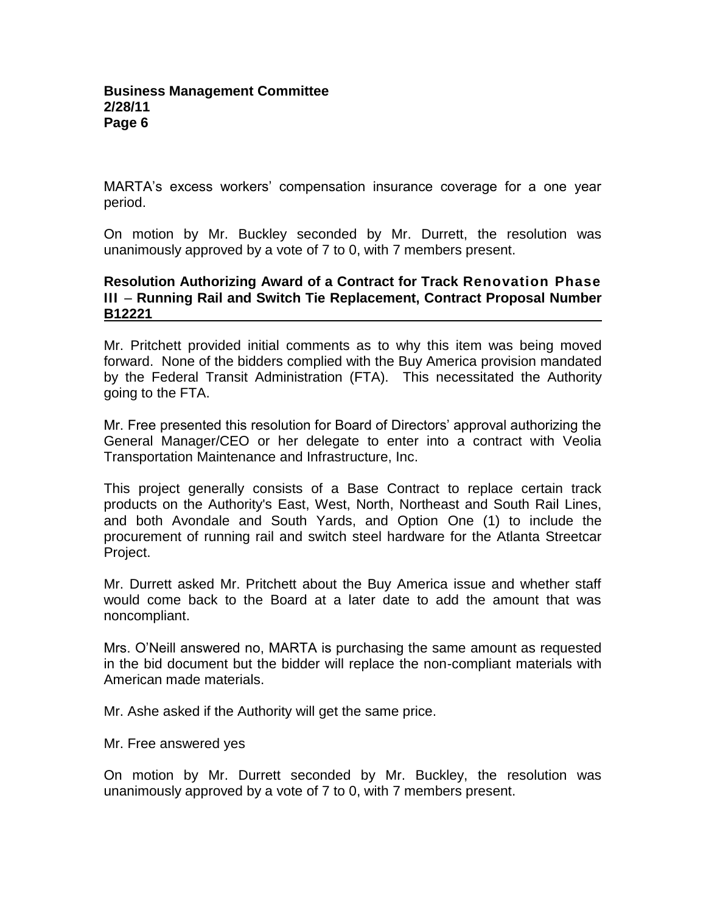MARTA's excess workers' compensation insurance coverage for a one year period.

On motion by Mr. Buckley seconded by Mr. Durrett, the resolution was unanimously approved by a vote of 7 to 0, with 7 members present.

**Resolution Authorizing Award of a Contract for Track Renovation Phase III – Running Rail and Switch Tie Replacement, Contract Proposal Number B12221**

Mr. Pritchett provided initial comments as to why this item was being moved forward. None of the bidders complied with the Buy America provision mandated by the Federal Transit Administration (FTA). This necessitated the Authority going to the FTA.

Mr. Free presented this resolution for Board of Directors' approval authorizing the General Manager/CEO or her delegate to enter into a contract with Veolia Transportation Maintenance and Infrastructure, Inc.

This project generally consists of a Base Contract to replace certain track products on the Authority's East, West, North, Northeast and South Rail Lines, and both Avondale and South Yards, and Option One (1) to include the procurement of running rail and switch steel hardware for the Atlanta Streetcar Project.

Mr. Durrett asked Mr. Pritchett about the Buy America issue and whether staff would come back to the Board at a later date to add the amount that was noncompliant.

Mrs. O'Neill answered no, MARTA is purchasing the same amount as requested in the bid document but the bidder will replace the non-compliant materials with American made materials.

Mr. Ashe asked if the Authority will get the same price.

Mr. Free answered yes

On motion by Mr. Durrett seconded by Mr. Buckley, the resolution was unanimously approved by a vote of 7 to 0, with 7 members present.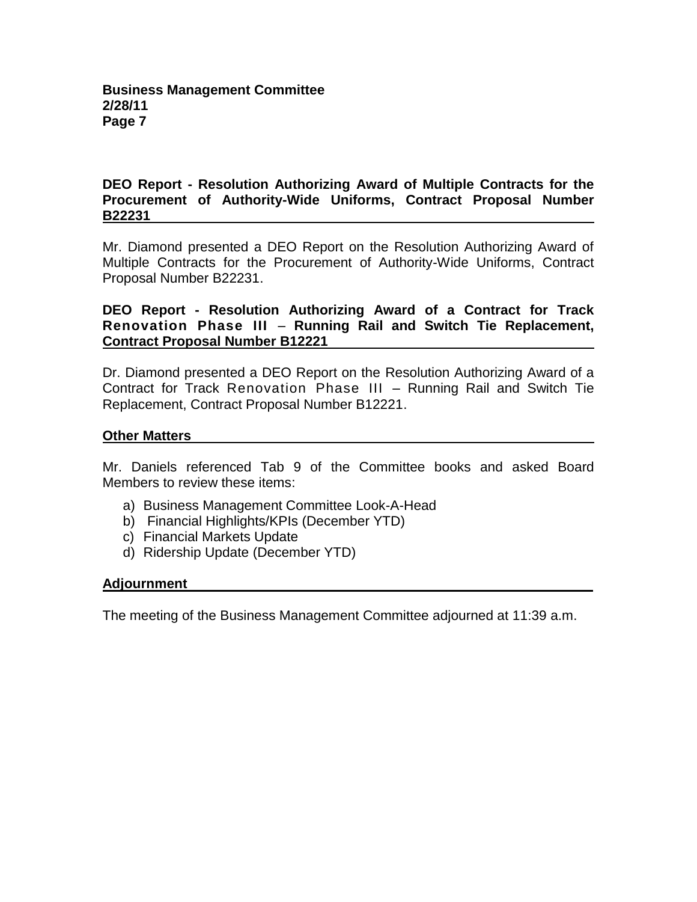**DEO Report - Resolution Authorizing Award of Multiple Contracts for the Procurement of Authority-Wide Uniforms, Contract Proposal Number B22231**

Mr. Diamond presented a DEO Report on the Resolution Authorizing Award of Multiple Contracts for the Procurement of Authority-Wide Uniforms, Contract Proposal Number B22231.

**DEO Report - Resolution Authorizing Award of a Contract for Track Renovation Phase III – Running Rail and Switch Tie Replacement, Contract Proposal Number B12221**

Dr. Diamond presented a DEO Report on the Resolution Authorizing Award of a Contract for Track Renovation Phase III – Running Rail and Switch Tie Replacement, Contract Proposal Number B12221.

**Other Matters**

Mr. Daniels referenced Tab 9 of the Committee books and asked Board Members to review these items:

a) Business Management Committee Look-A-Head
b) Financial Highlights/KPIs (December YTD)
c) Financial Markets Update
d) Ridership Update (December YTD)

**Adjournment**

The meeting of the Business Management Committee adjourned at 11:39 a.m.